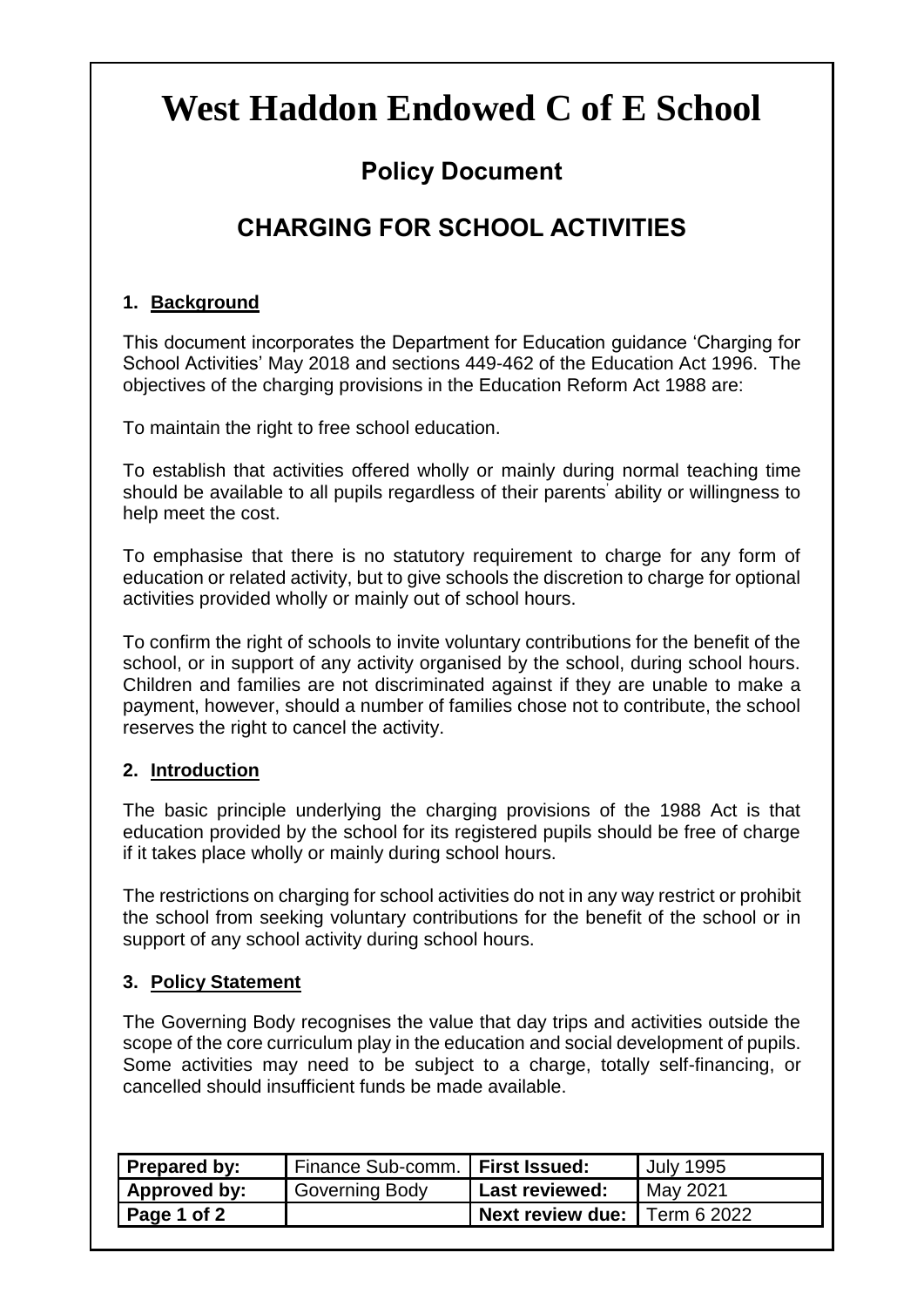# West Haddon Endowed C of E School

## Policy Document

## CHARGING FOR SCHOOL ACTIVITIES

### 1. Background

This document incorporates the Department for Education guidance 'Charging for School Activities' May 2018 and sections 449-462 of the Education Act 1996. The objectives of the charging provisions in the Education Reform Act 1988 are:

To maintain the right to free school education.

To establish that activities offered wholly or mainly during normal teaching time should be available to all pupils regardless of their parents' ability or willingness to help meet the cost.

To emphasise that there is no statutory requirement to charge for any form of education or related activity, but to give schools the discretion to charge for optional activities provided wholly or mainly out of school hours.

To confirm the right of schools to invite voluntary contributions for the benefit of the school, or in support of any activity organised by the school, during school hours. Children and families are not discriminated against if they are unable to make a payment, however, should a number of families chose not to contribute, the school reserves the right to cancel the activity.

### 2. Introduction

The basic principle underlying the charging provisions of the 1988 Act is that education provided by the school for its registered pupils should be free of charge if it takes place wholly or mainly during school hours.

The restrictions on charging for school activities do not in any way restrict or prohibit the school from seeking voluntary contributions for the benefit of the school or in support of any school activity during school hours.

### 3. Policy Statement

The Governing Body recognises the value that day trips and activities outside the scope of the core curriculum play in the education and social development of pupils. Some activities may need to be subject to a charge, totally self-financing, or cancelled should insufficient funds be made available.

| **Prepared by:** | Finance Sub-comm. | **First Issued:** | July 1995 |
|---|---|---|---|
| **Approved by:** | Governing Body | **Last reviewed:** | May 2021 |
| **Page 1 of 2** | | **Next review due:** | Term 6 2022 |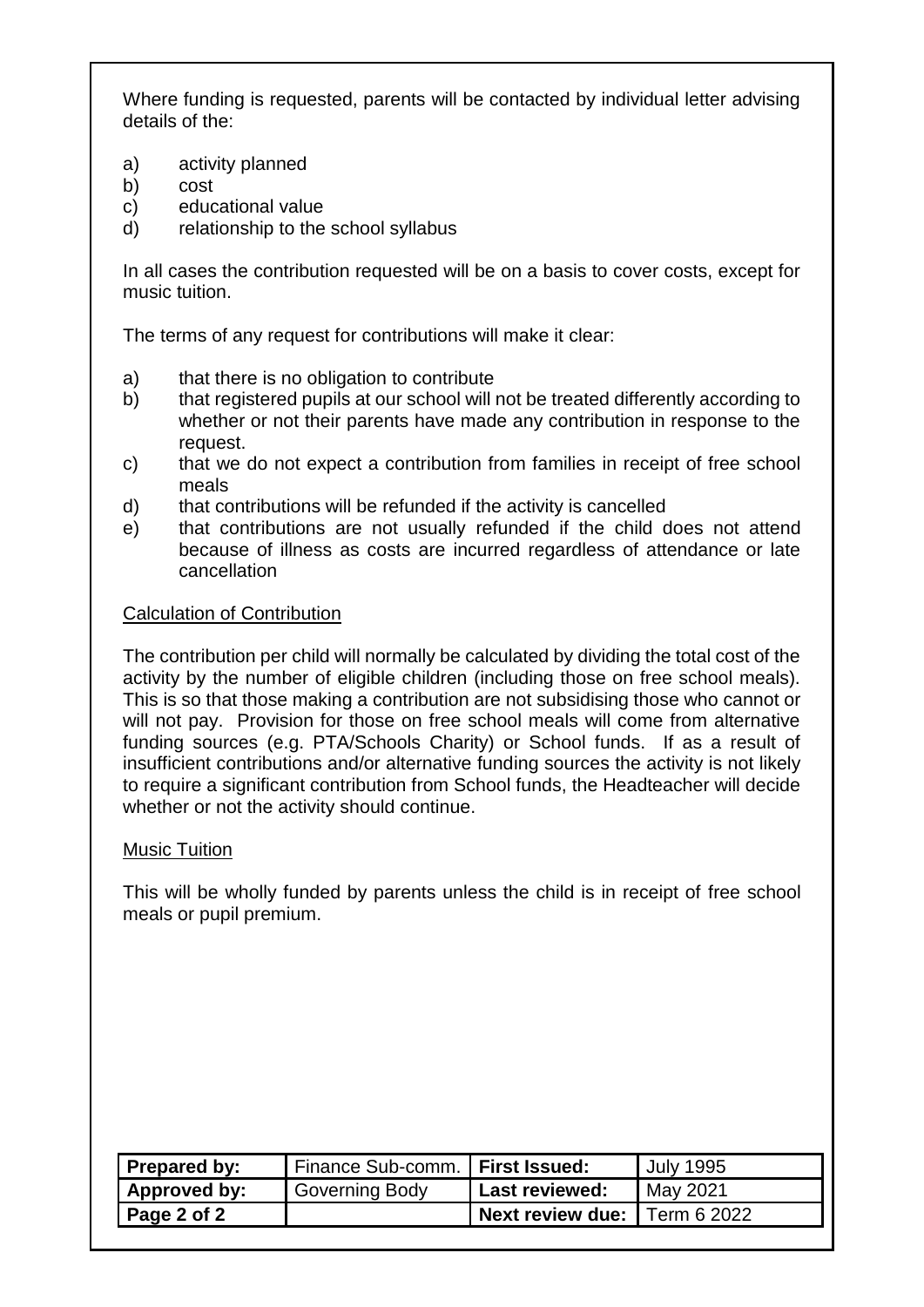Where funding is requested, parents will be contacted by individual letter advising details of the:

a) activity planned
b) cost
c) educational value
d) relationship to the school syllabus

In all cases the contribution requested will be on a basis to cover costs, except for music tuition.

The terms of any request for contributions will make it clear:

a) that there is no obligation to contribute
b) that registered pupils at our school will not be treated differently according to whether or not their parents have made any contribution in response to the request.
c) that we do not expect a contribution from families in receipt of free school meals
d) that contributions will be refunded if the activity is cancelled
e) that contributions are not usually refunded if the child does not attend because of illness as costs are incurred regardless of attendance or late cancellation

<u>Calculation of Contribution</u>

The contribution per child will normally be calculated by dividing the total cost of the activity by the number of eligible children (including those on free school meals). This is so that those making a contribution are not subsidising those who cannot or will not pay. Provision for those on free school meals will come from alternative funding sources (e.g. PTA/Schools Charity) or School funds. If as a result of insufficient contributions and/or alternative funding sources the activity is not likely to require a significant contribution from School funds, the Headteacher will decide whether or not the activity should continue.

<u>Music Tuition</u>

This will be wholly funded by parents unless the child is in receipt of free school meals or pupil premium.

| | | | |
|---|---|---|---|
| **Prepared by:** | Finance Sub-comm. | **First Issued:** | July 1995 |
| **Approved by:** | Governing Body | **Last reviewed:** | May 2021 |
| **Page 2 of 2** | | **Next review due:** | Term 6 2022 |